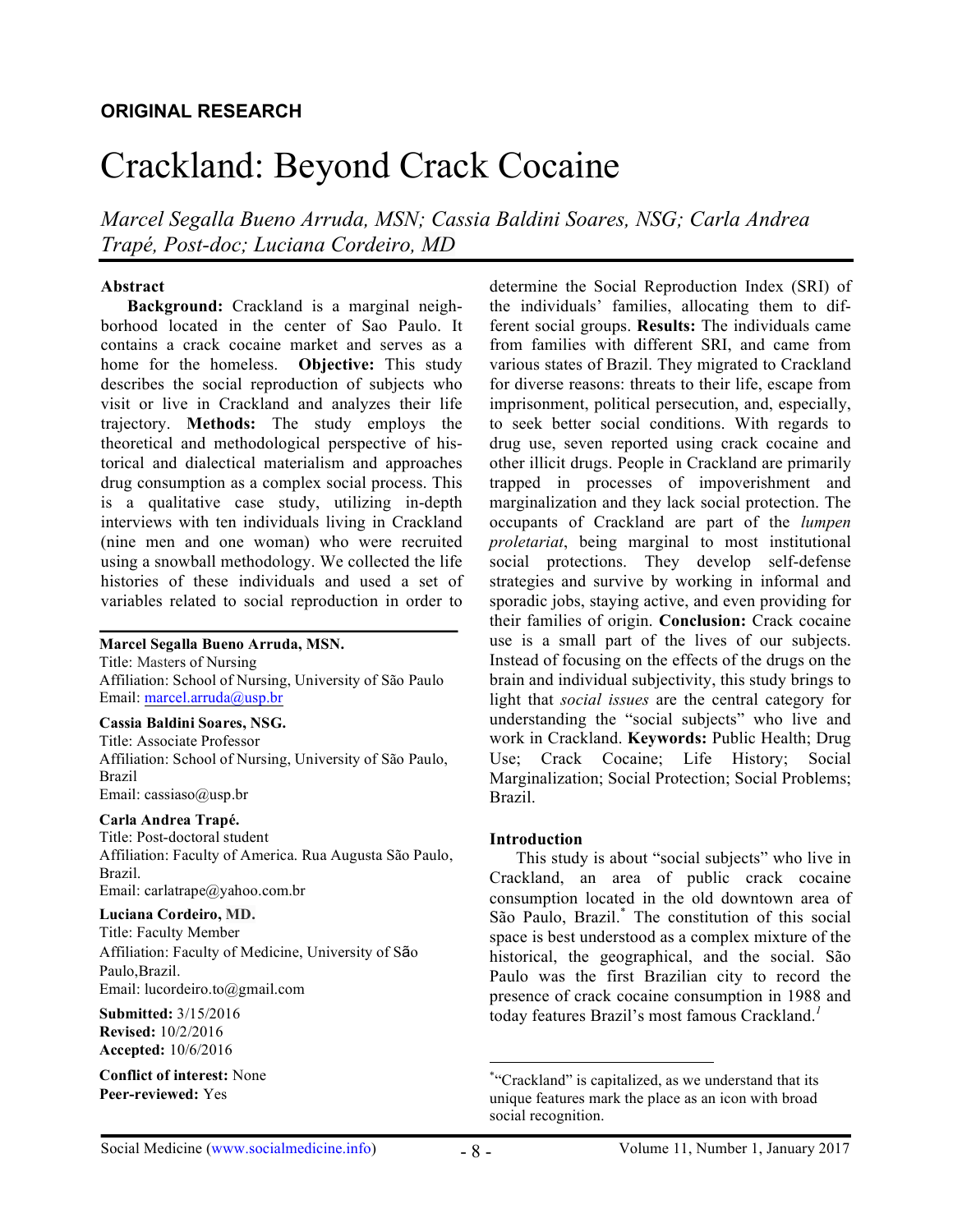ORIGINAL RESEARCH

# Crackland: Beyond Crack Cocaine

*Marcel Segalla Bueno Arruda, MSN; Cassia Baldini Soares, NSG; Carla Andrea Trapé, Post-doc; Luciana Cordeiro, MD*

## Abstract

**Background:** Crackland is a marginal neighborhood located in the center of Sao Paulo. It contains a crack cocaine market and serves as a home for the homeless. **Objective:** This study describes the social reproduction of subjects who visit or live in Crackland and analyzes their life trajectory. **Methods:** The study employs the theoretical and methodological perspective of historical and dialectical materialism and approaches drug consumption as a complex social process. This is a qualitative case study, utilizing in-depth interviews with ten individuals living in Crackland (nine men and one woman) who were recruited using a snowball methodology. We collected the life histories of these individuals and used a set of variables related to social reproduction in order to determine the Social Reproduction Index (SRI) of the individuals' families, allocating them to different social groups. **Results:** The individuals came from families with different SRI, and came from various states of Brazil. They migrated to Crackland for diverse reasons: threats to their life, escape from imprisonment, political persecution, and, especially, to seek better social conditions. With regards to drug use, seven reported using crack cocaine and other illicit drugs. People in Crackland are primarily trapped in processes of impoverishment and marginalization and they lack social protection. The occupants of Crackland are part of the *lumpen proletariat*, being marginal to most institutional social protections. They develop self-defense strategies and survive by working in informal and sporadic jobs, staying active, and even providing for their families of origin. **Conclusion:** Crack cocaine use is a small part of the lives of our subjects. Instead of focusing on the effects of the drugs on the brain and individual subjectivity, this study brings to light that *social issues* are the central category for understanding the "social subjects" who live and work in Crackland. **Keywords:** Public Health; Drug Use; Crack Cocaine; Life History; Social Marginalization; Social Protection; Social Problems; Brazil.

**Marcel Segalla Bueno Arruda, MSN.**
Title: Masters of Nursing
Affiliation: School of Nursing, University of São Paulo
Email: marcel.arruda@usp.br

**Cassia Baldini Soares, NSG.**
Title: Associate Professor
Affiliation: School of Nursing, University of São Paulo, Brazil
Email: cassiaso@usp.br

**Carla Andrea Trapé.**
Title: Post-doctoral student
Affiliation: Faculty of America. Rua Augusta São Paulo, Brazil.
Email: carlatrape@yahoo.com.br

**Luciana Cordeiro, MD.**
Title: Faculty Member
Affiliation: Faculty of Medicine, University of São Paulo,Brazil.
Email: lucordeiro.to@gmail.com

**Submitted:** 3/15/2016
**Revised:** 10/2/2016
**Accepted:** 10/6/2016

**Conflict of interest:** None
**Peer-reviewed:** Yes

## Introduction

This study is about "social subjects" who live in Crackland, an area of public crack cocaine consumption located in the old downtown area of São Paulo, Brazil.[*] The constitution of this social space is best understood as a complex mixture of the historical, the geographical, and the social. São Paulo was the first Brazilian city to record the presence of crack cocaine consumption in 1988 and today features Brazil's most famous Crackland.[1]

[*] "Crackland" is capitalized, as we understand that its unique features mark the place as an icon with broad social recognition.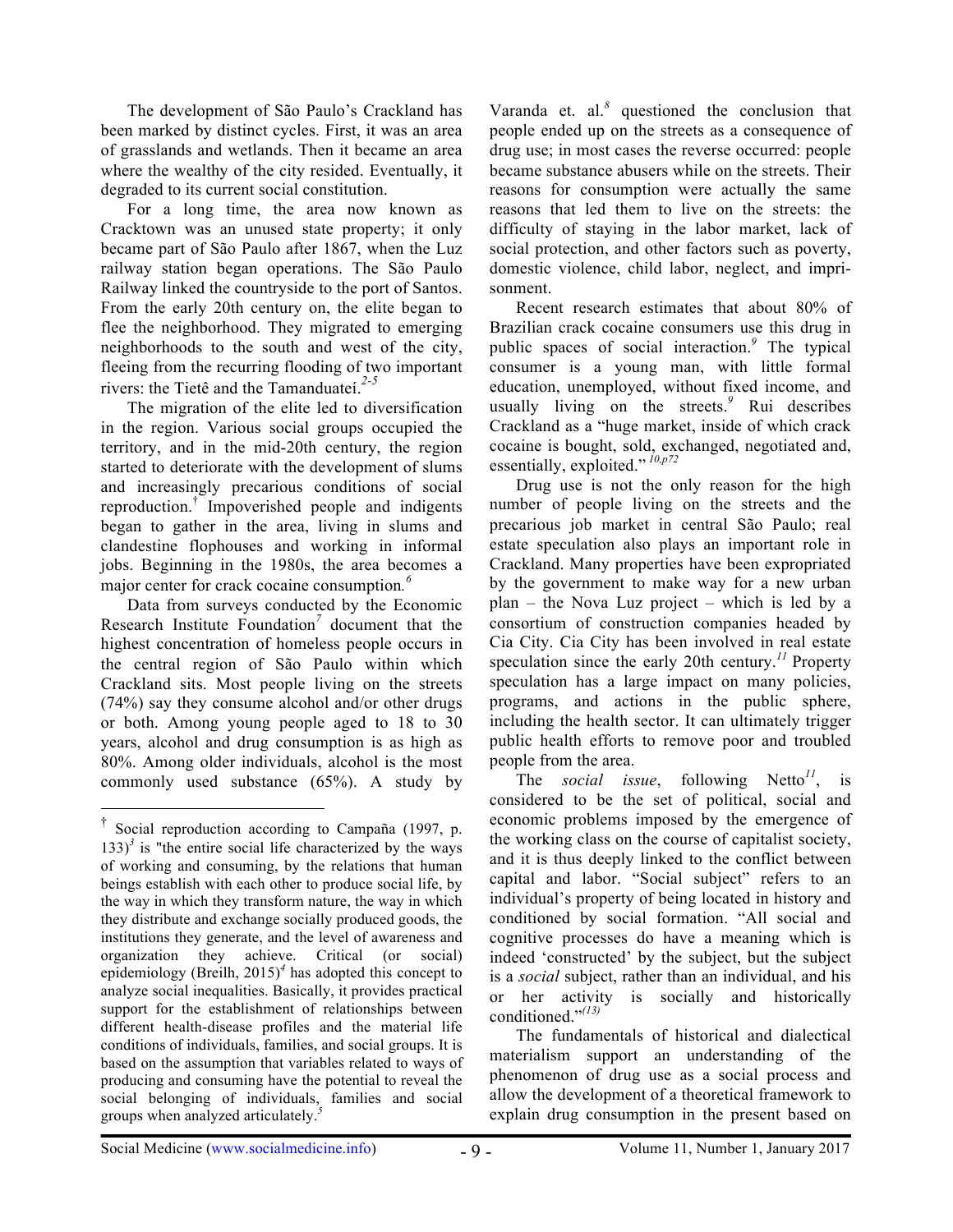The development of São Paulo's Crackland has been marked by distinct cycles. First, it was an area of grasslands and wetlands. Then it became an area where the wealthy of the city resided. Eventually, it degraded to its current social constitution.

For a long time, the area now known as Cracktown was an unused state property; it only became part of São Paulo after 1867, when the Luz railway station began operations. The São Paulo Railway linked the countryside to the port of Santos. From the early 20th century on, the elite began to flee the neighborhood. They migrated to emerging neighborhoods to the south and west of the city, fleeing from the recurring flooding of two important rivers: the Tietê and the Tamanduateí.[2-5]

The migration of the elite led to diversification in the region. Various social groups occupied the territory, and in the mid-20th century, the region started to deteriorate with the development of slums and increasingly precarious conditions of social reproduction.[†] Impoverished people and indigents began to gather in the area, living in slums and clandestine flophouses and working in informal jobs. Beginning in the 1980s, the area becomes a major center for crack cocaine consumption.[6]

Data from surveys conducted by the Economic Research Institute Foundation[7] document that the highest concentration of homeless people occurs in the central region of São Paulo within which Crackland sits. Most people living on the streets (74%) say they consume alcohol and/or other drugs or both. Among young people aged to 18 to 30 years, alcohol and drug consumption is as high as 80%. Among older individuals, alcohol is the most commonly used substance (65%). A study by Varanda et. al.[8] questioned the conclusion that people ended up on the streets as a consequence of drug use; in most cases the reverse occurred: people became substance abusers while on the streets. Their reasons for consumption were actually the same reasons that led them to live on the streets: the difficulty of staying in the labor market, lack of social protection, and other factors such as poverty, domestic violence, child labor, neglect, and imprisonment.

Recent research estimates that about 80% of Brazilian crack cocaine consumers use this drug in public spaces of social interaction.[9] The typical consumer is a young man, with little formal education, unemployed, without fixed income, and usually living on the streets.[9] Rui describes Crackland as a "huge market, inside of which crack cocaine is bought, sold, exchanged, negotiated and, essentially, exploited."[10,p72]

Drug use is not the only reason for the high number of people living on the streets and the precarious job market in central São Paulo; real estate speculation also plays an important role in Crackland. Many properties have been expropriated by the government to make way for a new urban plan – the Nova Luz project – which is led by a consortium of construction companies headed by Cia City. Cia City has been involved in real estate speculation since the early 20th century.[11] Property speculation has a large impact on many policies, programs, and actions in the public sphere, including the health sector. It can ultimately trigger public health efforts to remove poor and troubled people from the area.

The *social issue*, following Netto[11], is considered to be the set of political, social and economic problems imposed by the emergence of the working class on the course of capitalist society, and it is thus deeply linked to the conflict between capital and labor. "Social subject" refers to an individual's property of being located in history and conditioned by social formation. "All social and cognitive processes do have a meaning which is indeed 'constructed' by the subject, but the subject is a *social* subject, rather than an individual, and his or her activity is socially and historically conditioned."[(13)]

The fundamentals of historical and dialectical materialism support an understanding of the phenomenon of drug use as a social process and allow the development of a theoretical framework to explain drug consumption in the present based on

---

[†] Social reproduction according to Campaña (1997, p. 133)[3] is "the entire social life characterized by the ways of working and consuming, by the relations that human beings establish with each other to produce social life, by the way in which they transform nature, the way in which they distribute and exchange socially produced goods, the institutions they generate, and the level of awareness and organization they achieve. Critical (or social) epidemiology (Breilh, 2015)[4] has adopted this concept to analyze social inequalities. Basically, it provides practical support for the establishment of relationships between different health-disease profiles and the material life conditions of individuals, families, and social groups. It is based on the assumption that variables related to ways of producing and consuming have the potential to reveal the social belonging of individuals, families and social groups when analyzed articulately.[5]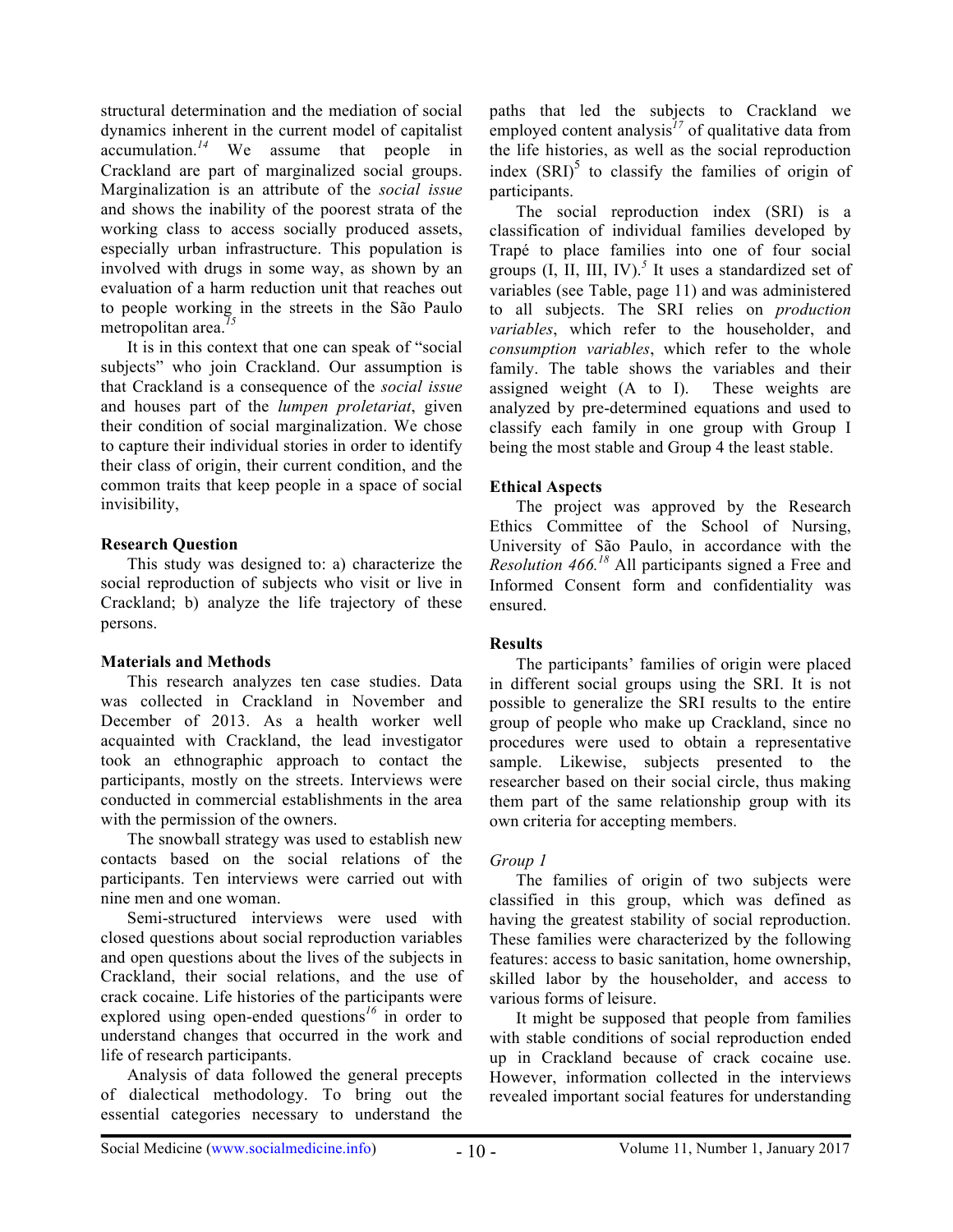structural determination and the mediation of social dynamics inherent in the current model of capitalist accumulation.[14] We assume that people in Crackland are part of marginalized social groups. Marginalization is an attribute of the *social issue* and shows the inability of the poorest strata of the working class to access socially produced assets, especially urban infrastructure. This population is involved with drugs in some way, as shown by an evaluation of a harm reduction unit that reaches out to people working in the streets in the São Paulo metropolitan area.[15]

It is in this context that one can speak of "social subjects" who join Crackland. Our assumption is that Crackland is a consequence of the *social issue* and houses part of the *lumpen proletariat*, given their condition of social marginalization. We chose to capture their individual stories in order to identify their class of origin, their current condition, and the common traits that keep people in a space of social invisibility,

**Research Question**

This study was designed to: a) characterize the social reproduction of subjects who visit or live in Crackland; b) analyze the life trajectory of these persons.

**Materials and Methods**

This research analyzes ten case studies. Data was collected in Crackland in November and December of 2013. As a health worker well acquainted with Crackland, the lead investigator took an ethnographic approach to contact the participants, mostly on the streets. Interviews were conducted in commercial establishments in the area with the permission of the owners.

The snowball strategy was used to establish new contacts based on the social relations of the participants. Ten interviews were carried out with nine men and one woman.

Semi-structured interviews were used with closed questions about social reproduction variables and open questions about the lives of the subjects in Crackland, their social relations, and the use of crack cocaine. Life histories of the participants were explored using open-ended questions[16] in order to understand changes that occurred in the work and life of research participants.

Analysis of data followed the general precepts of dialectical methodology. To bring out the essential categories necessary to understand the paths that led the subjects to Crackland we employed content analysis[17] of qualitative data from the life histories, as well as the social reproduction index (SRI)[5] to classify the families of origin of participants.

The social reproduction index (SRI) is a classification of individual families developed by Trapé to place families into one of four social groups (I, II, III, IV).[5] It uses a standardized set of variables (see Table, page 11) and was administered to all subjects. The SRI relies on *production variables*, which refer to the householder, and *consumption variables*, which refer to the whole family. The table shows the variables and their assigned weight (A to I). These weights are analyzed by pre-determined equations and used to classify each family in one group with Group I being the most stable and Group 4 the least stable.

**Ethical Aspects**

The project was approved by the Research Ethics Committee of the School of Nursing, University of São Paulo, in accordance with the *Resolution 466.*[18] All participants signed a Free and Informed Consent form and confidentiality was ensured.

**Results**

The participants' families of origin were placed in different social groups using the SRI. It is not possible to generalize the SRI results to the entire group of people who make up Crackland, since no procedures were used to obtain a representative sample. Likewise, subjects presented to the researcher based on their social circle, thus making them part of the same relationship group with its own criteria for accepting members.

*Group 1*

The families of origin of two subjects were classified in this group, which was defined as having the greatest stability of social reproduction. These families were characterized by the following features: access to basic sanitation, home ownership, skilled labor by the householder, and access to various forms of leisure.

It might be supposed that people from families with stable conditions of social reproduction ended up in Crackland because of crack cocaine use. However, information collected in the interviews revealed important social features for understanding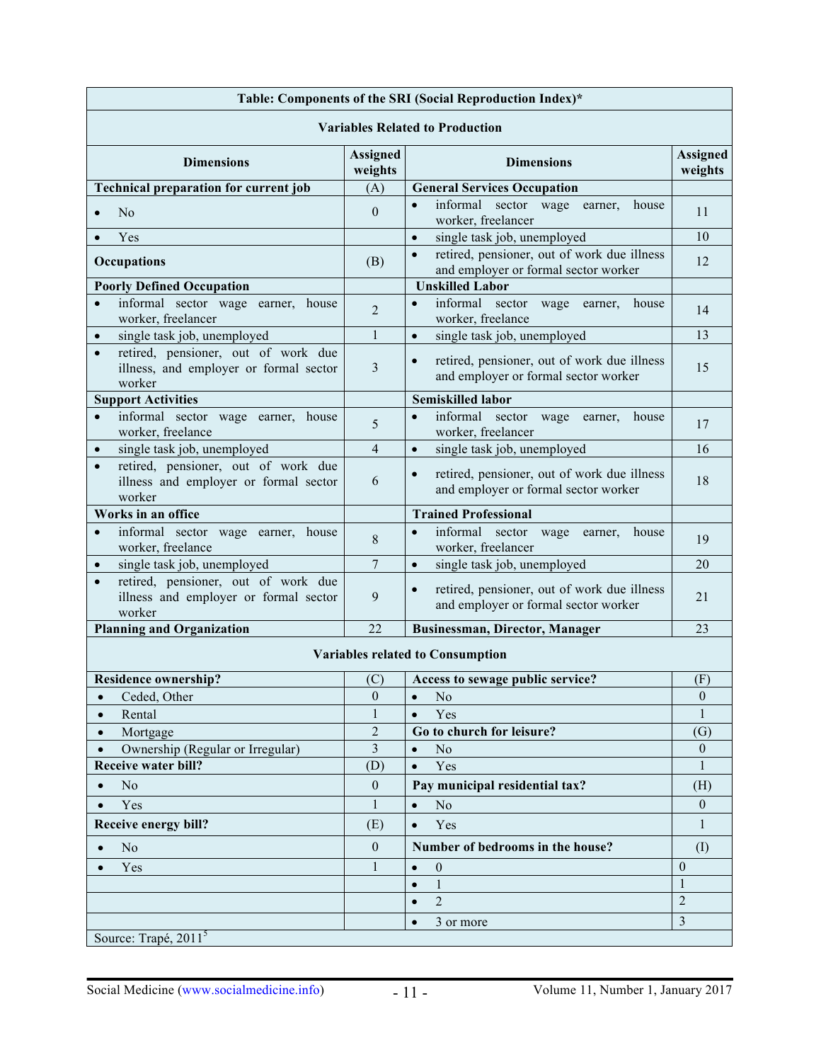| Table: Components of the SRI (Social Reproduction Index)* | | | |
|---|---|---|---|
| **Variables Related to Production** | | | |
| **Dimensions** | **Assigned weights** | **Dimensions** | **Assigned weights** |
| **Technical preparation for current job** | (A) | **General Services Occupation** | |
| • No | 0 | • informal sector wage earner, house worker, freelancer | 11 |
| • Yes | | • single task job, unemployed | 10 |
| **Occupations** | (B) | • retired, pensioner, out of work due illness and employer or formal sector worker | 12 |
| **Poorly Defined Occupation** | | **Unskilled Labor** | |
| • informal sector wage earner, house worker, freelancer | 2 | • informal sector wage earner, house worker, freelance | 14 |
| • single task job, unemployed | 1 | • single task job, unemployed | 13 |
| • retired, pensioner, out of work due illness, and employer or formal sector worker | 3 | • retired, pensioner, out of work due illness and employer or formal sector worker | 15 |
| **Support Activities** | | **Semiskilled labor** | |
| • informal sector wage earner, house worker, freelance | 5 | • informal sector wage earner, house worker, freelancer | 17 |
| • single task job, unemployed | 4 | • single task job, unemployed | 16 |
| • retired, pensioner, out of work due illness and employer or formal sector worker | 6 | • retired, pensioner, out of work due illness and employer or formal sector worker | 18 |
| **Works in an office** | | **Trained Professional** | |
| • informal sector wage earner, house worker, freelance | 8 | • informal sector wage earner, house worker, freelancer | 19 |
| • single task job, unemployed | 7 | • single task job, unemployed | 20 |
| • retired, pensioner, out of work due illness and employer or formal sector worker | 9 | • retired, pensioner, out of work due illness and employer or formal sector worker | 21 |
| **Planning and Organization** | 22 | **Businessman, Director, Manager** | 23 |
| **Variables related to Consumption** | | | |
| **Residence ownership?** | (C) | **Access to sewage public service?** | (F) |
| • Ceded, Other | 0 | • No | 0 |
| • Rental | 1 | • Yes | 1 |
| • Mortgage | 2 | **Go to church for leisure?** | (G) |
| • Ownership (Regular or Irregular) | 3 | • No | 0 |
| **Receive water bill?** | (D) | • Yes | 1 |
| • No | 0 | **Pay municipal residential tax?** | (H) |
| • Yes | 1 | • No | 0 |
| **Receive energy bill?** | (E) | • Yes | 1 |
| • No | 0 | **Number of bedrooms in the house?** | (I) |
| • Yes | 1 | • 0 | 0 |
| | | • 1 | 1 |
| | | • 2 | 2 |
| | | • 3 or more | 3 |

Source: Trapé, 2011[5]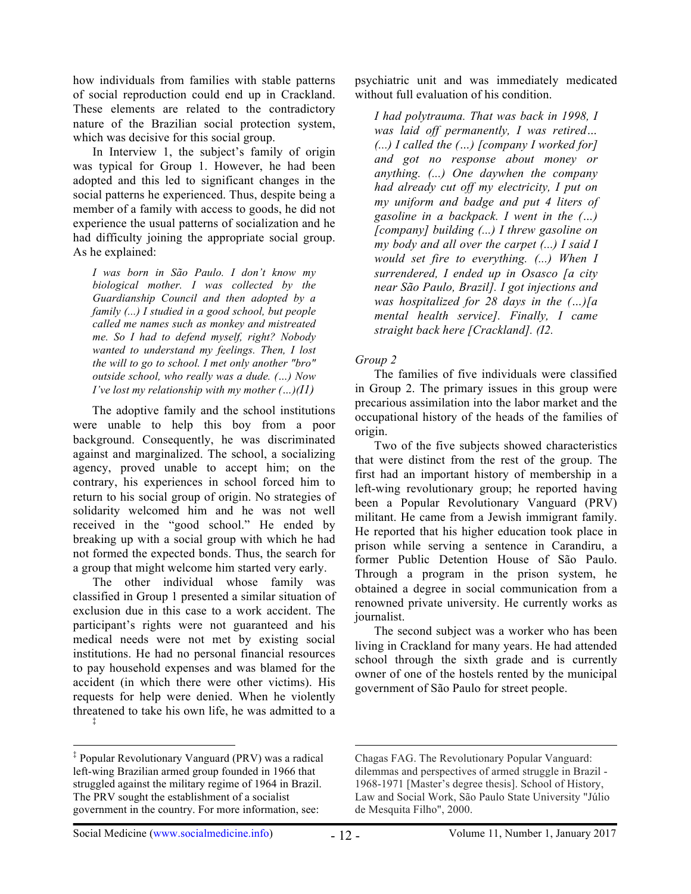how individuals from families with stable patterns of social reproduction could end up in Crackland. These elements are related to the contradictory nature of the Brazilian social protection system, which was decisive for this social group.

In Interview 1, the subject's family of origin was typical for Group 1. However, he had been adopted and this led to significant changes in the social patterns he experienced. Thus, despite being a member of a family with access to goods, he did not experience the usual patterns of socialization and he had difficulty joining the appropriate social group. As he explained:

> *I was born in São Paulo. I don't know my biological mother. I was collected by the Guardianship Council and then adopted by a family (...) I studied in a good school, but people called me names such as monkey and mistreated me. So I had to defend myself, right? Nobody wanted to understand my feelings. Then, I lost the will to go to school. I met only another "bro" outside school, who really was a dude. (…) Now I've lost my relationship with my mother (…)(I1)*

The adoptive family and the school institutions were unable to help this boy from a poor background. Consequently, he was discriminated against and marginalized. The school, a socializing agency, proved unable to accept him; on the contrary, his experiences in school forced him to return to his social group of origin. No strategies of solidarity welcomed him and he was not well received in the "good school." He ended by breaking up with a social group with which he had not formed the expected bonds. Thus, the search for a group that might welcome him started very early.

The other individual whose family was classified in Group 1 presented a similar situation of exclusion due in this case to a work accident. The participant's rights were not guaranteed and his medical needs were not met by existing social institutions. He had no personal financial resources to pay household expenses and was blamed for the accident (in which there were other victims). His requests for help were denied. When he violently threatened to take his own life, he was admitted to a psychiatric unit and was immediately medicated without full evaluation of his condition.

> *I had polytrauma. That was back in 1998, I was laid off permanently, I was retired… (...) I called the (…) [company I worked for] and got no response about money or anything. (...) One daywhen the company had already cut off my electricity, I put on my uniform and badge and put 4 liters of gasoline in a backpack. I went in the (…) [company] building (...) I threw gasoline on my body and all over the carpet (...) I said I would set fire to everything. (...) When I surrendered, I ended up in Osasco [a city near São Paulo, Brazil]. I got injections and was hospitalized for 28 days in the (…)[a mental health service]. Finally, I came straight back here [Crackland]. (I2.*

*Group 2*

The families of five individuals were classified in Group 2. The primary issues in this group were precarious assimilation into the labor market and the occupational history of the heads of the families of origin.

Two of the five subjects showed characteristics that were distinct from the rest of the group. The first had an important history of membership in a left-wing revolutionary group; he reported having been a Popular Revolutionary Vanguard (PRV) militant.[‡] He came from a Jewish immigrant family. He reported that his higher education took place in prison while serving a sentence in Carandiru, a former Public Detention House of São Paulo. Through a program in the prison system, he obtained a degree in social communication from a renowned private university. He currently works as journalist.

The second subject was a worker who has been living in Crackland for many years. He had attended school through the sixth grade and is currently owner of one of the hostels rented by the municipal government of São Paulo for street people.

---

[‡] Popular Revolutionary Vanguard (PRV) was a radical left-wing Brazilian armed group founded in 1966 that struggled against the military regime of 1964 in Brazil. The PRV sought the establishment of a socialist government in the country. For more information, see: Chagas FAG. The Revolutionary Popular Vanguard: dilemmas and perspectives of armed struggle in Brazil - 1968-1971 [Master's degree thesis]. School of History, Law and Social Work, São Paulo State University "Júlio de Mesquita Filho", 2000.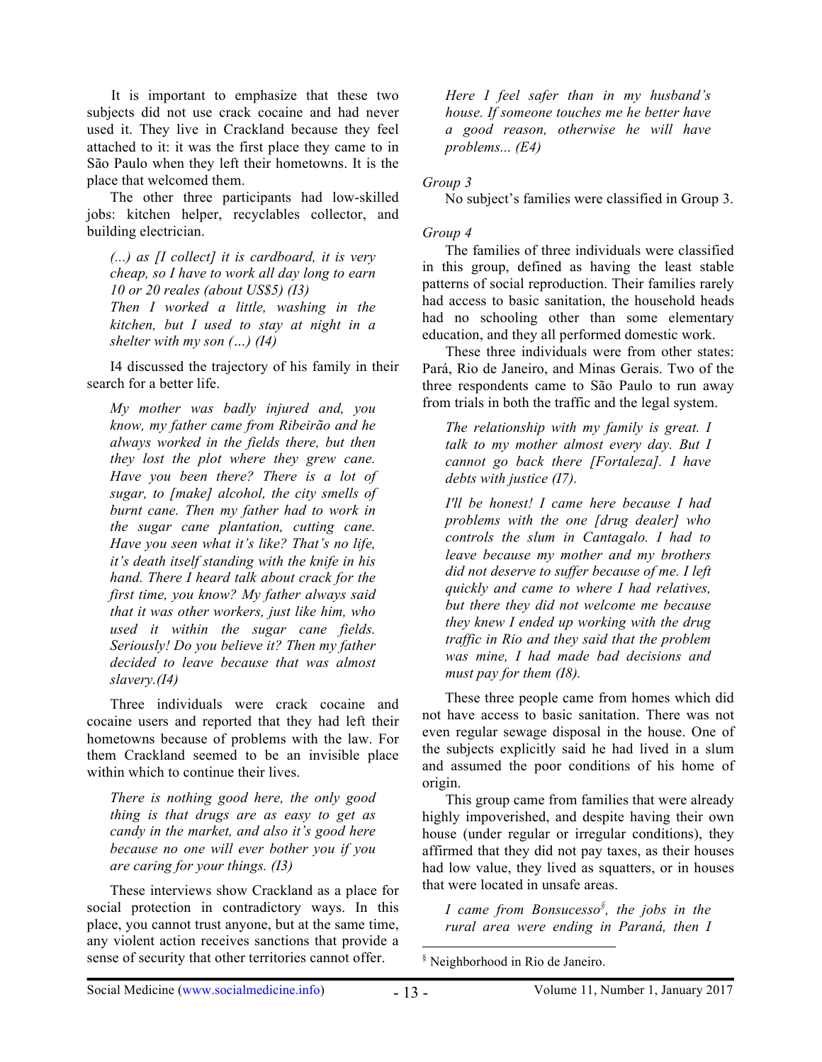It is important to emphasize that these two subjects did not use crack cocaine and had never used it. They live in Crackland because they feel attached to it: it was the first place they came to in São Paulo when they left their hometowns. It is the place that welcomed them.

The other three participants had low-skilled jobs: kitchen helper, recyclables collector, and building electrician.

> *(...) as [I collect] it is cardboard, it is very cheap, so I have to work all day long to earn 10 or 20 reales (about US$5) (I3)*
>
> *Then I worked a little, washing in the kitchen, but I used to stay at night in a shelter with my son (…) (I4)*

I4 discussed the trajectory of his family in their search for a better life.

> *My mother was badly injured and, you know, my father came from Ribeirão and he always worked in the fields there, but then they lost the plot where they grew cane. Have you been there? There is a lot of sugar, to [make] alcohol, the city smells of burnt cane. Then my father had to work in the sugar cane plantation, cutting cane. Have you seen what it's like? That's no life, it's death itself standing with the knife in his hand. There I heard talk about crack for the first time, you know? My father always said that it was other workers, just like him, who used it within the sugar cane fields. Seriously! Do you believe it? Then my father decided to leave because that was almost slavery.(I4)*

Three individuals were crack cocaine and cocaine users and reported that they had left their hometowns because of problems with the law. For them Crackland seemed to be an invisible place within which to continue their lives.

> *There is nothing good here, the only good thing is that drugs are as easy to get as candy in the market, and also it's good here because no one will ever bother you if you are caring for your things. (I3)*

These interviews show Crackland as a place for social protection in contradictory ways. In this place, you cannot trust anyone, but at the same time, any violent action receives sanctions that provide a sense of security that other territories cannot offer.

> *Here I feel safer than in my husband's house. If someone touches me he better have a good reason, otherwise he will have problems... (E4)*

*Group 3*

No subject's families were classified in Group 3.

*Group 4*

The families of three individuals were classified in this group, defined as having the least stable patterns of social reproduction. Their families rarely had access to basic sanitation, the household heads had no schooling other than some elementary education, and they all performed domestic work.

These three individuals were from other states: Pará, Rio de Janeiro, and Minas Gerais. Two of the three respondents came to São Paulo to run away from trials in both the traffic and the legal system.

> *The relationship with my family is great. I talk to my mother almost every day. But I cannot go back there [Fortaleza]. I have debts with justice (I7).*

> *I'll be honest! I came here because I had problems with the one [drug dealer] who controls the slum in Cantagalo. I had to leave because my mother and my brothers did not deserve to suffer because of me. I left quickly and came to where I had relatives, but there they did not welcome me because they knew I ended up working with the drug traffic in Rio and they said that the problem was mine, I had made bad decisions and must pay for them (I8).*

These three people came from homes which did not have access to basic sanitation. There was not even regular sewage disposal in the house. One of the subjects explicitly said he had lived in a slum and assumed the poor conditions of his home of origin.

This group came from families that were already highly impoverished, and despite having their own house (under regular or irregular conditions), they affirmed that they did not pay taxes, as their houses had low value, they lived as squatters, or in houses that were located in unsafe areas.

> *I came from Bonsucesso[§], the jobs in the rural area were ending in Paraná, then I*

[§] Neighborhood in Rio de Janeiro.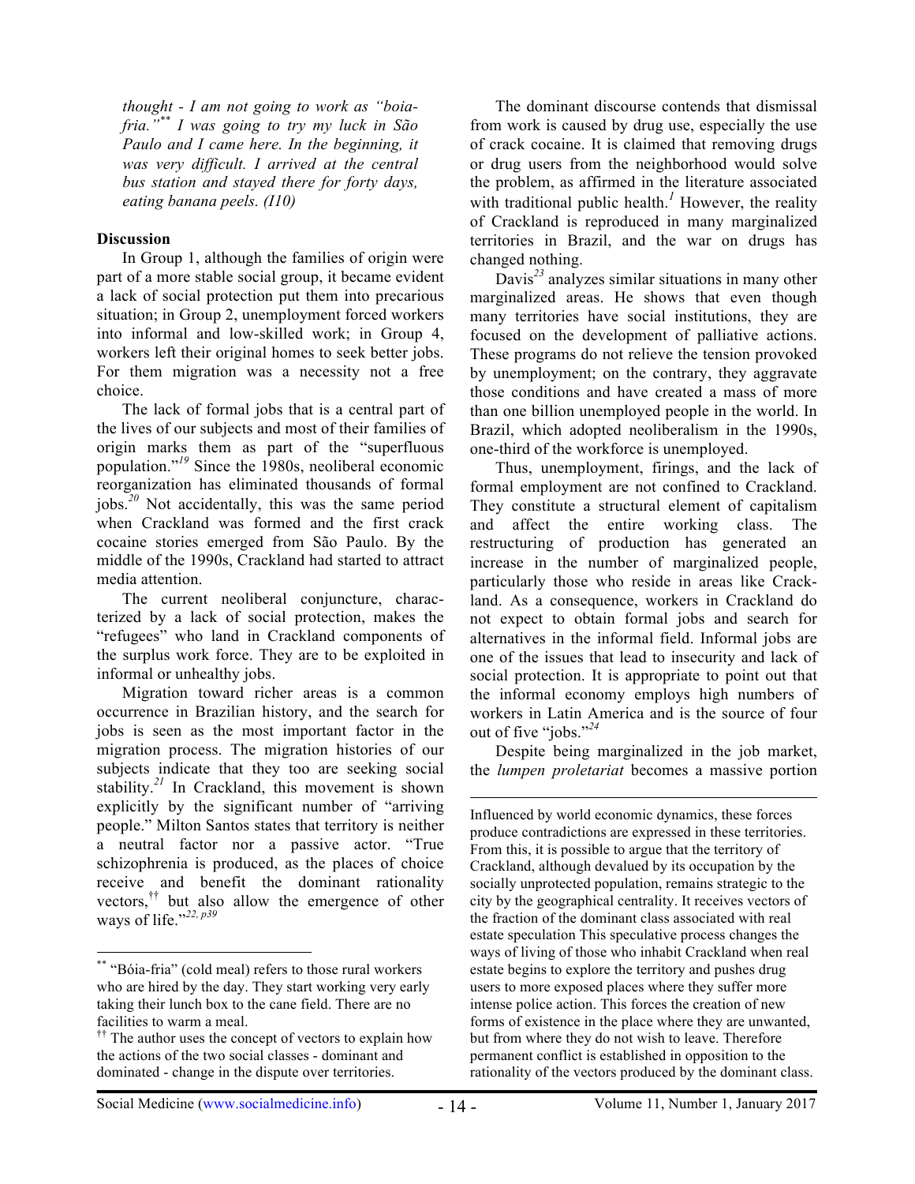*thought - I am not going to work as "boia-fria."*[**] *I was going to try my luck in São Paulo and I came here. In the beginning, it was very difficult. I arrived at the central bus station and stayed there for forty days, eating banana peels. (I10)*

## Discussion

In Group 1, although the families of origin were part of a more stable social group, it became evident a lack of social protection put them into precarious situation; in Group 2, unemployment forced workers into informal and low-skilled work; in Group 4, workers left their original homes to seek better jobs. For them migration was a necessity not a free choice.

The lack of formal jobs that is a central part of the lives of our subjects and most of their families of origin marks them as part of the "superfluous population."[19] Since the 1980s, neoliberal economic reorganization has eliminated thousands of formal jobs.[20] Not accidentally, this was the same period when Crackland was formed and the first crack cocaine stories emerged from São Paulo. By the middle of the 1990s, Crackland had started to attract media attention.

The current neoliberal conjuncture, characterized by a lack of social protection, makes the "refugees" who land in Crackland components of the surplus work force. They are to be exploited in informal or unhealthy jobs.

Migration toward richer areas is a common occurrence in Brazilian history, and the search for jobs is seen as the most important factor in the migration process. The migration histories of our subjects indicate that they too are seeking social stability.[21] In Crackland, this movement is shown explicitly by the significant number of "arriving people." Milton Santos states that territory is neither a neutral factor nor a passive actor. "True schizophrenia is produced, as the places of choice receive and benefit the dominant rationality vectors,[††] but also allow the emergence of other ways of life."[22, p39]

The dominant discourse contends that dismissal from work is caused by drug use, especially the use of crack cocaine. It is claimed that removing drugs or drug users from the neighborhood would solve the problem, as affirmed in the literature associated with traditional public health.[1] However, the reality of Crackland is reproduced in many marginalized territories in Brazil, and the war on drugs has changed nothing.

Davis[23] analyzes similar situations in many other marginalized areas. He shows that even though many territories have social institutions, they are focused on the development of palliative actions. These programs do not relieve the tension provoked by unemployment; on the contrary, they aggravate those conditions and have created a mass of more than one billion unemployed people in the world. In Brazil, which adopted neoliberalism in the 1990s, one-third of the workforce is unemployed.

Thus, unemployment, firings, and the lack of formal employment are not confined to Crackland. They constitute a structural element of capitalism and affect the entire working class. The restructuring of production has generated an increase in the number of marginalized people, particularly those who reside in areas like Crackland. As a consequence, workers in Crackland do not expect to obtain formal jobs and search for alternatives in the informal field. Informal jobs are one of the issues that lead to insecurity and lack of social protection. It is appropriate to point out that the informal economy employs high numbers of workers in Latin America and is the source of four out of five "jobs."[24]

Despite being marginalized in the job market, the *lumpen proletariat* becomes a massive portion

---

[**] "Bóia-fria" (cold meal) refers to those rural workers who are hired by the day. They start working very early taking their lunch box to the cane field. There are no facilities to warm a meal.

[††] The author uses the concept of vectors to explain how the actions of the two social classes - dominant and dominated - change in the dispute over territories. Influenced by world economic dynamics, these forces produce contradictions are expressed in these territories. From this, it is possible to argue that the territory of Crackland, although devalued by its occupation by the socially unprotected population, remains strategic to the city by the geographical centrality. It receives vectors of the fraction of the dominant class associated with real estate speculation This speculative process changes the ways of living of those who inhabit Crackland when real estate begins to explore the territory and pushes drug users to more exposed places where they suffer more intense police action. This forces the creation of new forms of existence in the place where they are unwanted, but from where they do not wish to leave. Therefore permanent conflict is established in opposition to the rationality of the vectors produced by the dominant class.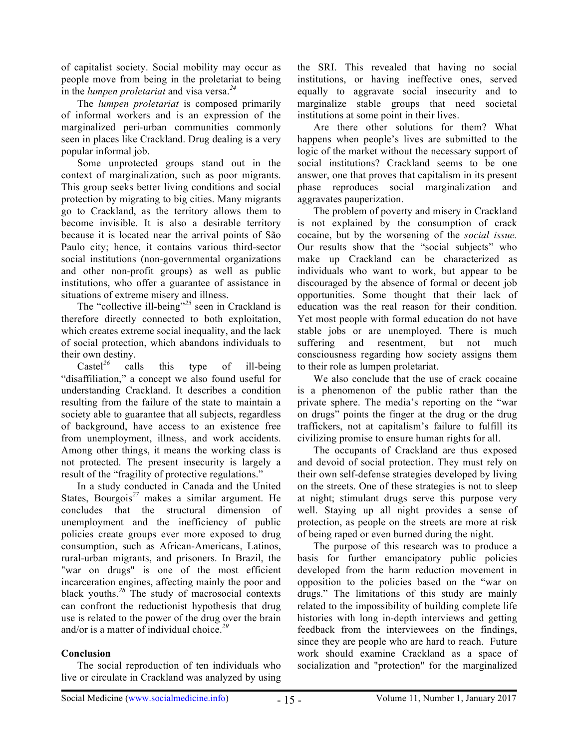of capitalist society. Social mobility may occur as people move from being in the proletariat to being in the *lumpen proletariat* and visa versa.[24]

The *lumpen proletariat* is composed primarily of informal workers and is an expression of the marginalized peri-urban communities commonly seen in places like Crackland. Drug dealing is a very popular informal job.

Some unprotected groups stand out in the context of marginalization, such as poor migrants. This group seeks better living conditions and social protection by migrating to big cities. Many migrants go to Crackland, as the territory allows them to become invisible. It is also a desirable territory because it is located near the arrival points of São Paulo city; hence, it contains various third-sector social institutions (non-governmental organizations and other non-profit groups) as well as public institutions, who offer a guarantee of assistance in situations of extreme misery and illness.

The "collective ill-being"[25] seen in Crackland is therefore directly connected to both exploitation, which creates extreme social inequality, and the lack of social protection, which abandons individuals to their own destiny.

Castel[26] calls this type of ill-being "disaffiliation," a concept we also found useful for understanding Crackland. It describes a condition resulting from the failure of the state to maintain a society able to guarantee that all subjects, regardless of background, have access to an existence free from unemployment, illness, and work accidents. Among other things, it means the working class is not protected. The present insecurity is largely a result of the "fragility of protective regulations."

In a study conducted in Canada and the United States, Bourgois[27] makes a similar argument. He concludes that the structural dimension of unemployment and the inefficiency of public policies create groups ever more exposed to drug consumption, such as African-Americans, Latinos, rural-urban migrants, and prisoners. In Brazil, the "war on drugs" is one of the most efficient incarceration engines, affecting mainly the poor and black youths.[28] The study of macrosocial contexts can confront the reductionist hypothesis that drug use is related to the power of the drug over the brain and/or is a matter of individual choice.[29]

## Conclusion

The social reproduction of ten individuals who live or circulate in Crackland was analyzed by using the SRI. This revealed that having no social institutions, or having ineffective ones, served equally to aggravate social insecurity and to marginalize stable groups that need societal institutions at some point in their lives.

Are there other solutions for them? What happens when people's lives are submitted to the logic of the market without the necessary support of social institutions? Crackland seems to be one answer, one that proves that capitalism in its present phase reproduces social marginalization and aggravates pauperization.

The problem of poverty and misery in Crackland is not explained by the consumption of crack cocaine, but by the worsening of the *social issue.* Our results show that the "social subjects" who make up Crackland can be characterized as individuals who want to work, but appear to be discouraged by the absence of formal or decent job opportunities. Some thought that their lack of education was the real reason for their condition. Yet most people with formal education do not have stable jobs or are unemployed. There is much suffering and resentment, but not much consciousness regarding how society assigns them to their role as lumpen proletariat.

We also conclude that the use of crack cocaine is a phenomenon of the public rather than the private sphere. The media's reporting on the "war on drugs" points the finger at the drug or the drug traffickers, not at capitalism's failure to fulfill its civilizing promise to ensure human rights for all.

The occupants of Crackland are thus exposed and devoid of social protection. They must rely on their own self-defense strategies developed by living on the streets. One of these strategies is not to sleep at night; stimulant drugs serve this purpose very well. Staying up all night provides a sense of protection, as people on the streets are more at risk of being raped or even burned during the night.

The purpose of this research was to produce a basis for further emancipatory public policies developed from the harm reduction movement in opposition to the policies based on the "war on drugs." The limitations of this study are mainly related to the impossibility of building complete life histories with long in-depth interviews and getting feedback from the interviewees on the findings, since they are people who are hard to reach. Future work should examine Crackland as a space of socialization and "protection" for the marginalized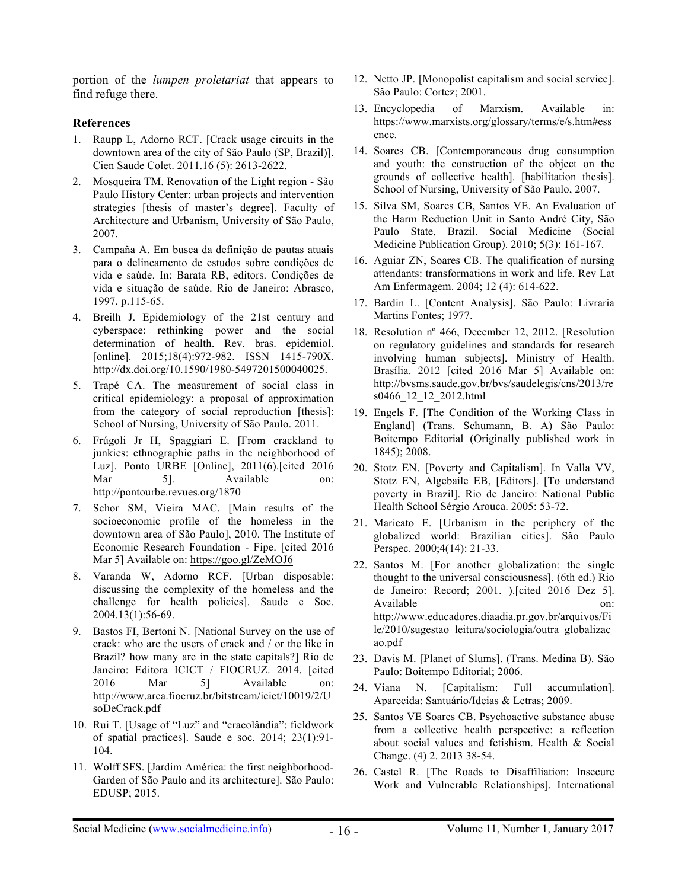portion of the *lumpen proletariat* that appears to find refuge there.

## References

1. Raupp L, Adorno RCF. [Crack usage circuits in the downtown area of the city of São Paulo (SP, Brazil)]. Cien Saude Colet. 2011.16 (5): 2613-2622.
2. Mosqueira TM. Renovation of the Light region - São Paulo History Center: urban projects and intervention strategies [thesis of master's degree]. Faculty of Architecture and Urbanism, University of São Paulo, 2007.
3. Campaña A. Em busca da definição de pautas atuais para o delineamento de estudos sobre condições de vida e saúde. In: Barata RB, editors. Condições de vida e situação de saúde. Rio de Janeiro: Abrasco, 1997. p.115-65.
4. Breilh J. Epidemiology of the 21st century and cyberspace: rethinking power and the social determination of health. Rev. bras. epidemiol. [online]. 2015;18(4):972-982. ISSN 1415-790X. http://dx.doi.org/10.1590/1980-5497201500040025.
5. Trapé CA. The measurement of social class in critical epidemiology: a proposal of approximation from the category of social reproduction [thesis]: School of Nursing, University of São Paulo. 2011.
6. Frúgoli Jr H, Spaggiari E. [From crackland to junkies: ethnographic paths in the neighborhood of Luz]. Ponto URBE [Online], 2011(6).[cited 2016 Mar 5]. Available on: http://pontourbe.revues.org/1870
7. Schor SM, Vieira MAC. [Main results of the socioeconomic profile of the homeless in the downtown area of São Paulo], 2010. The Institute of Economic Research Foundation - Fipe. [cited 2016 Mar 5] Available on: https://goo.gl/ZeMOJ6
8. Varanda W, Adorno RCF. [Urban disposable: discussing the complexity of the homeless and the challenge for health policies]. Saude e Soc. 2004.13(1):56-69.
9. Bastos FI, Bertoni N. [National Survey on the use of crack: who are the users of crack and / or the like in Brazil? how many are in the state capitals?] Rio de Janeiro: Editora ICICT / FIOCRUZ. 2014. [cited 2016 Mar 5] Available on: http://www.arca.fiocruz.br/bitstream/icict/10019/2/UsoDeCrack.pdf
10. Rui T. [Usage of "Luz" and "cracolândia": fieldwork of spatial practices]. Saude e soc. 2014; 23(1):91-104.
11. Wolff SFS. [Jardim América: the first neighborhood-Garden of São Paulo and its architecture]. São Paulo: EDUSP; 2015.
12. Netto JP. [Monopolist capitalism and social service]. São Paulo: Cortez; 2001.
13. Encyclopedia of Marxism. Available in: https://www.marxists.org/glossary/terms/e/s.htm#essence.
14. Soares CB. [Contemporaneous drug consumption and youth: the construction of the object on the grounds of collective health]. [habilitation thesis]. School of Nursing, University of São Paulo, 2007.
15. Silva SM, Soares CB, Santos VE. An Evaluation of the Harm Reduction Unit in Santo André City, São Paulo State, Brazil. Social Medicine (Social Medicine Publication Group). 2010; 5(3): 161-167.
16. Aguiar ZN, Soares CB. The qualification of nursing attendants: transformations in work and life. Rev Lat Am Enfermagem. 2004; 12 (4): 614-622.
17. Bardin L. [Content Analysis]. São Paulo: Livraria Martins Fontes; 1977.
18. Resolution nº 466, December 12, 2012. [Resolution on regulatory guidelines and standards for research involving human subjects]. Ministry of Health. Brasília. 2012 [cited 2016 Mar 5] Available on: http://bvsms.saude.gov.br/bvs/saudelegis/cns/2013/res0466_12_12_2012.html
19. Engels F. [The Condition of the Working Class in England] (Trans. Schumann, B. A) São Paulo: Boitempo Editorial (Originally published work in 1845); 2008.
20. Stotz EN. [Poverty and Capitalism]. In Valla VV, Stotz EN, Algebaile EB, [Editors]. [To understand poverty in Brazil]. Rio de Janeiro: National Public Health School Sérgio Arouca. 2005: 53-72.
21. Maricato E. [Urbanism in the periphery of the globalized world: Brazilian cities]. São Paulo Perspec. 2000;4(14): 21-33.
22. Santos M. [For another globalization: the single thought to the universal consciousness]. (6th ed.) Rio de Janeiro: Record; 2001. ).[cited 2016 Dez 5]. Available on: http://www.educadores.diaadia.pr.gov.br/arquivos/File/2010/sugestao_leitura/sociologia/outra_globalizacao.pdf
23. Davis M. [Planet of Slums]. (Trans. Medina B). São Paulo: Boitempo Editorial; 2006.
24. Viana N. [Capitalism: Full accumulation]. Aparecida: Santuário/Ideias & Letras; 2009.
25. Santos VE Soares CB. Psychoactive substance abuse from a collective health perspective: a reflection about social values and fetishism. Health & Social Change. (4) 2. 2013 38-54.
26. Castel R. [The Roads to Disaffiliation: Insecure Work and Vulnerable Relationships]. International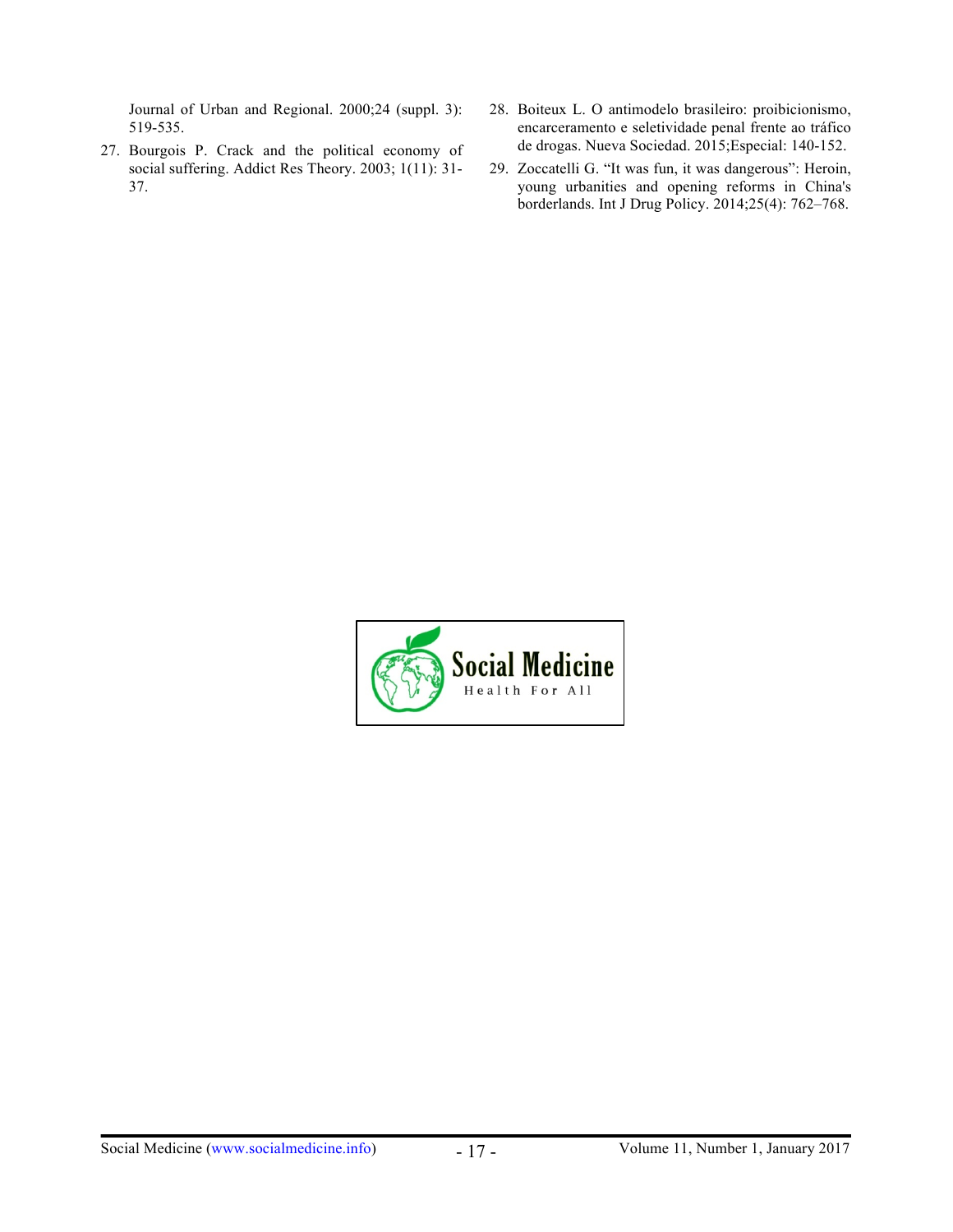Journal of Urban and Regional. 2000;24 (suppl. 3): 519-535.

27. Bourgois P. Crack and the political economy of social suffering. Addict Res Theory. 2003; 1(11): 31-37.
28. Boiteux L. O antimodelo brasileiro: proibicionismo, encarceramento e seletividade penal frente ao tráfico de drogas. Nueva Sociedad. 2015;Especial: 140-152.
29. Zoccatelli G. “It was fun, it was dangerous”: Heroin, young urbanities and opening reforms in China's borderlands. Int J Drug Policy. 2014;25(4): 762–768.

Social Medicine
Health For All